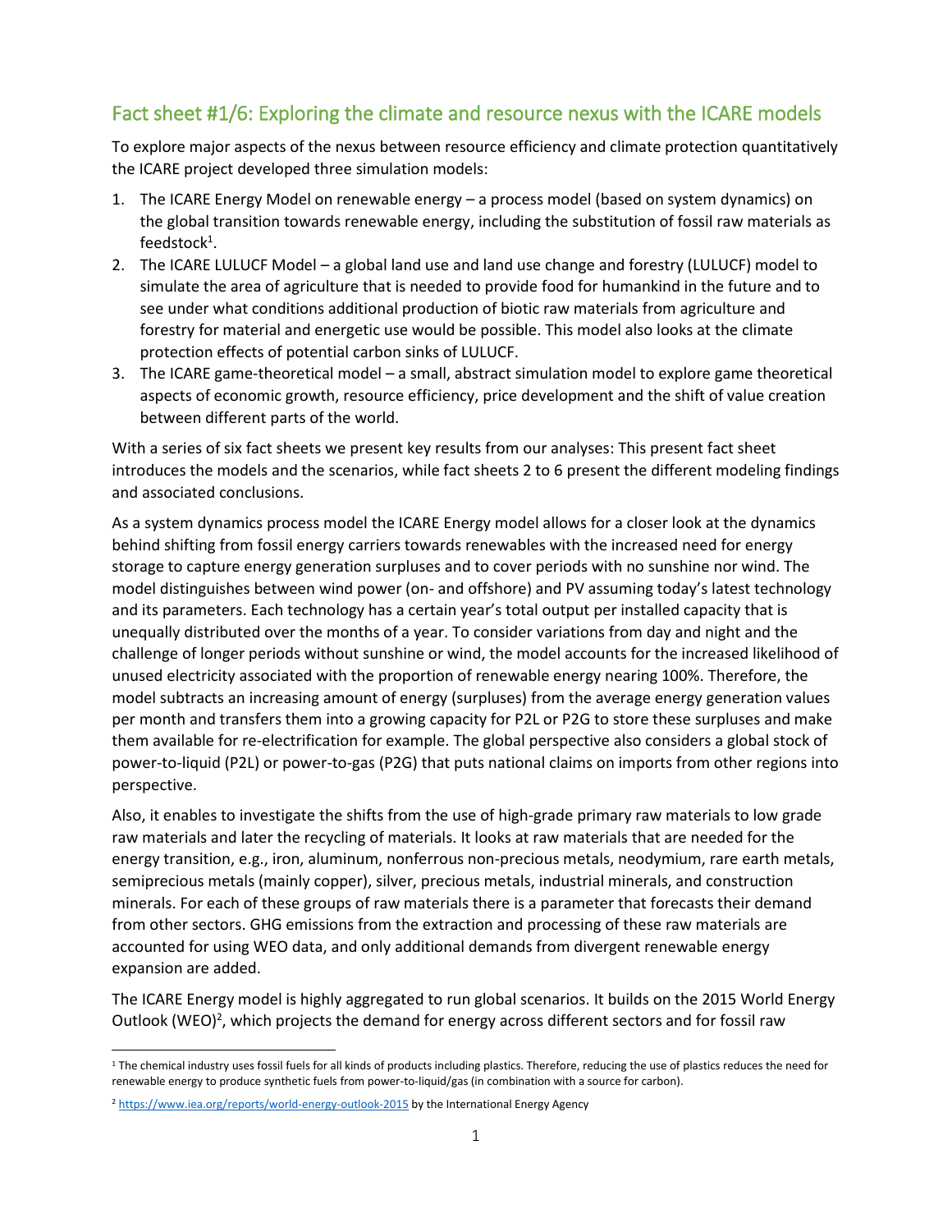## Fact sheet #1/6: Exploring the climate and resource nexus with the ICARE models

To explore major aspects of the nexus between resource efficiency and climate protection quantitatively the ICARE project developed three simulation models:

1. The ICARE Energy Model on renewable energy – a process model (based on system dynamics) on the global transition towards renewable energy, including the substitution of fossil raw materials as feedstock[1].
2. The ICARE LULUCF Model – a global land use and land use change and forestry (LULUCF) model to simulate the area of agriculture that is needed to provide food for humankind in the future and to see under what conditions additional production of biotic raw materials from agriculture and forestry for material and energetic use would be possible. This model also looks at the climate protection effects of potential carbon sinks of LULUCF.
3. The ICARE game-theoretical model – a small, abstract simulation model to explore game theoretical aspects of economic growth, resource efficiency, price development and the shift of value creation between different parts of the world.

With a series of six fact sheets we present key results from our analyses: This present fact sheet introduces the models and the scenarios, while fact sheets 2 to 6 present the different modeling findings and associated conclusions.

As a system dynamics process model the ICARE Energy model allows for a closer look at the dynamics behind shifting from fossil energy carriers towards renewables with the increased need for energy storage to capture energy generation surpluses and to cover periods with no sunshine nor wind. The model distinguishes between wind power (on- and offshore) and PV assuming today's latest technology and its parameters. Each technology has a certain year's total output per installed capacity that is unequally distributed over the months of a year. To consider variations from day and night and the challenge of longer periods without sunshine or wind, the model accounts for the increased likelihood of unused electricity associated with the proportion of renewable energy nearing 100%. Therefore, the model subtracts an increasing amount of energy (surpluses) from the average energy generation values per month and transfers them into a growing capacity for P2L or P2G to store these surpluses and make them available for re-electrification for example. The global perspective also considers a global stock of power-to-liquid (P2L) or power-to-gas (P2G) that puts national claims on imports from other regions into perspective.

Also, it enables to investigate the shifts from the use of high-grade primary raw materials to low grade raw materials and later the recycling of materials. It looks at raw materials that are needed for the energy transition, e.g., iron, aluminum, nonferrous non-precious metals, neodymium, rare earth metals, semiprecious metals (mainly copper), silver, precious metals, industrial minerals, and construction minerals. For each of these groups of raw materials there is a parameter that forecasts their demand from other sectors. GHG emissions from the extraction and processing of these raw materials are accounted for using WEO data, and only additional demands from divergent renewable energy expansion are added.

The ICARE Energy model is highly aggregated to run global scenarios. It builds on the 2015 World Energy Outlook (WEO)[2], which projects the demand for energy across different sectors and for fossil raw

---

[1] The chemical industry uses fossil fuels for all kinds of products including plastics. Therefore, reducing the use of plastics reduces the need for renewable energy to produce synthetic fuels from power-to-liquid/gas (in combination with a source for carbon).

[2] https://www.iea.org/reports/world-energy-outlook-2015 by the International Energy Agency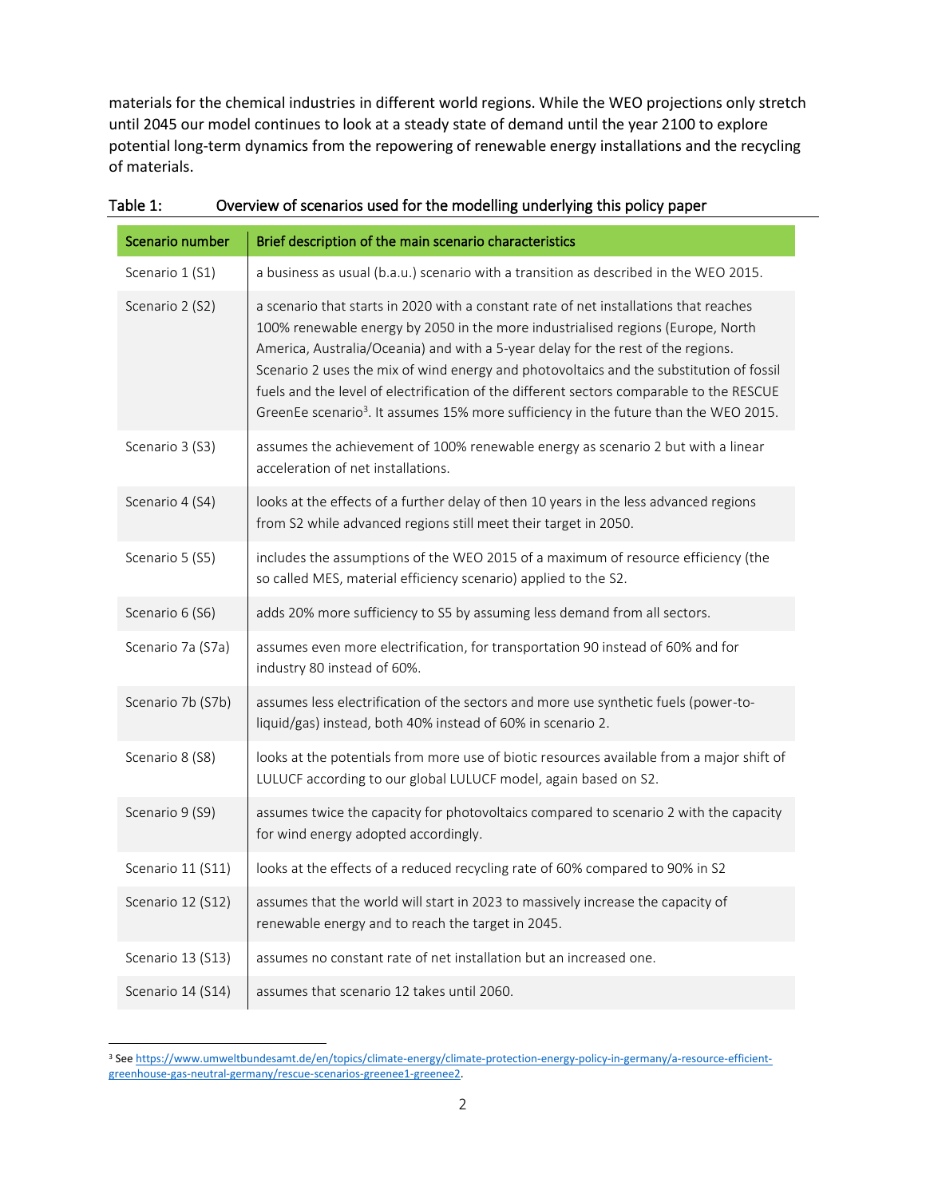materials for the chemical industries in different world regions. While the WEO projections only stretch until 2045 our model continues to look at a steady state of demand until the year 2100 to explore potential long-term dynamics from the repowering of renewable energy installations and the recycling of materials.

Table 1: Overview of scenarios used for the modelling underlying this policy paper

| Scenario number | Brief description of the main scenario characteristics |
|---|---|
| Scenario 1 (S1) | a business as usual (b.a.u.) scenario with a transition as described in the WEO 2015. |
| Scenario 2 (S2) | a scenario that starts in 2020 with a constant rate of net installations that reaches 100% renewable energy by 2050 in the more industrialised regions (Europe, North America, Australia/Oceania) and with a 5-year delay for the rest of the regions. Scenario 2 uses the mix of wind energy and photovoltaics and the substitution of fossil fuels and the level of electrification of the different sectors comparable to the RESCUE GreenEe scenario[3]. It assumes 15% more sufficiency in the future than the WEO 2015. |
| Scenario 3 (S3) | assumes the achievement of 100% renewable energy as scenario 2 but with a linear acceleration of net installations. |
| Scenario 4 (S4) | looks at the effects of a further delay of then 10 years in the less advanced regions from S2 while advanced regions still meet their target in 2050. |
| Scenario 5 (S5) | includes the assumptions of the WEO 2015 of a maximum of resource efficiency (the so called MES, material efficiency scenario) applied to the S2. |
| Scenario 6 (S6) | adds 20% more sufficiency to S5 by assuming less demand from all sectors. |
| Scenario 7a (S7a) | assumes even more electrification, for transportation 90 instead of 60% and for industry 80 instead of 60%. |
| Scenario 7b (S7b) | assumes less electrification of the sectors and more use synthetic fuels (power-to-liquid/gas) instead, both 40% instead of 60% in scenario 2. |
| Scenario 8 (S8) | looks at the potentials from more use of biotic resources available from a major shift of LULUCF according to our global LULUCF model, again based on S2. |
| Scenario 9 (S9) | assumes twice the capacity for photovoltaics compared to scenario 2 with the capacity for wind energy adopted accordingly. |
| Scenario 11 (S11) | looks at the effects of a reduced recycling rate of 60% compared to 90% in S2 |
| Scenario 12 (S12) | assumes that the world will start in 2023 to massively increase the capacity of renewable energy and to reach the target in 2045. |
| Scenario 13 (S13) | assumes no constant rate of net installation but an increased one. |
| Scenario 14 (S14) | assumes that scenario 12 takes until 2060. |

[3] See https://www.umweltbundesamt.de/en/topics/climate-energy/climate-protection-energy-policy-in-germany/a-resource-efficient-greenhouse-gas-neutral-germany/rescue-scenarios-greenee1-greenee2.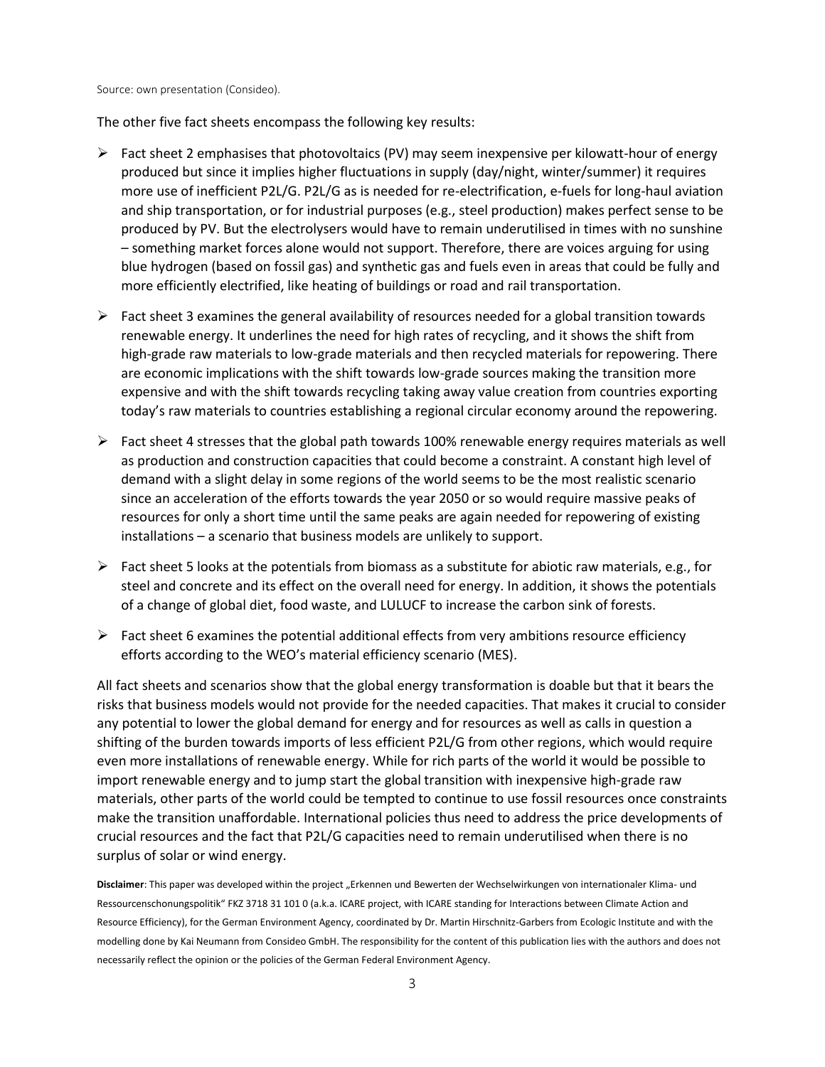Source: own presentation (Consideo).

The other five fact sheets encompass the following key results:

- Fact sheet 2 emphasises that photovoltaics (PV) may seem inexpensive per kilowatt-hour of energy produced but since it implies higher fluctuations in supply (day/night, winter/summer) it requires more use of inefficient P2L/G. P2L/G as is needed for re-electrification, e-fuels for long-haul aviation and ship transportation, or for industrial purposes (e.g., steel production) makes perfect sense to be produced by PV. But the electrolysers would have to remain underutilised in times with no sunshine – something market forces alone would not support. Therefore, there are voices arguing for using blue hydrogen (based on fossil gas) and synthetic gas and fuels even in areas that could be fully and more efficiently electrified, like heating of buildings or road and rail transportation.
- Fact sheet 3 examines the general availability of resources needed for a global transition towards renewable energy. It underlines the need for high rates of recycling, and it shows the shift from high-grade raw materials to low-grade materials and then recycled materials for repowering. There are economic implications with the shift towards low-grade sources making the transition more expensive and with the shift towards recycling taking away value creation from countries exporting today's raw materials to countries establishing a regional circular economy around the repowering.
- Fact sheet 4 stresses that the global path towards 100% renewable energy requires materials as well as production and construction capacities that could become a constraint. A constant high level of demand with a slight delay in some regions of the world seems to be the most realistic scenario since an acceleration of the efforts towards the year 2050 or so would require massive peaks of resources for only a short time until the same peaks are again needed for repowering of existing installations – a scenario that business models are unlikely to support.
- Fact sheet 5 looks at the potentials from biomass as a substitute for abiotic raw materials, e.g., for steel and concrete and its effect on the overall need for energy. In addition, it shows the potentials of a change of global diet, food waste, and LULUCF to increase the carbon sink of forests.
- Fact sheet 6 examines the potential additional effects from very ambitions resource efficiency efforts according to the WEO's material efficiency scenario (MES).

All fact sheets and scenarios show that the global energy transformation is doable but that it bears the risks that business models would not provide for the needed capacities. That makes it crucial to consider any potential to lower the global demand for energy and for resources as well as calls in question a shifting of the burden towards imports of less efficient P2L/G from other regions, which would require even more installations of renewable energy. While for rich parts of the world it would be possible to import renewable energy and to jump start the global transition with inexpensive high-grade raw materials, other parts of the world could be tempted to continue to use fossil resources once constraints make the transition unaffordable. International policies thus need to address the price developments of crucial resources and the fact that P2L/G capacities need to remain underutilised when there is no surplus of solar or wind energy.

**Disclaimer**: This paper was developed within the project „Erkennen und Bewerten der Wechselwirkungen von internationaler Klima- und Ressourcenschonungspolitik" FKZ 3718 31 101 0 (a.k.a. ICARE project, with ICARE standing for Interactions between Climate Action and Resource Efficiency), for the German Environment Agency, coordinated by Dr. Martin Hirschnitz-Garbers from Ecologic Institute and with the modelling done by Kai Neumann from Consideo GmbH. The responsibility for the content of this publication lies with the authors and does not necessarily reflect the opinion or the policies of the German Federal Environment Agency.